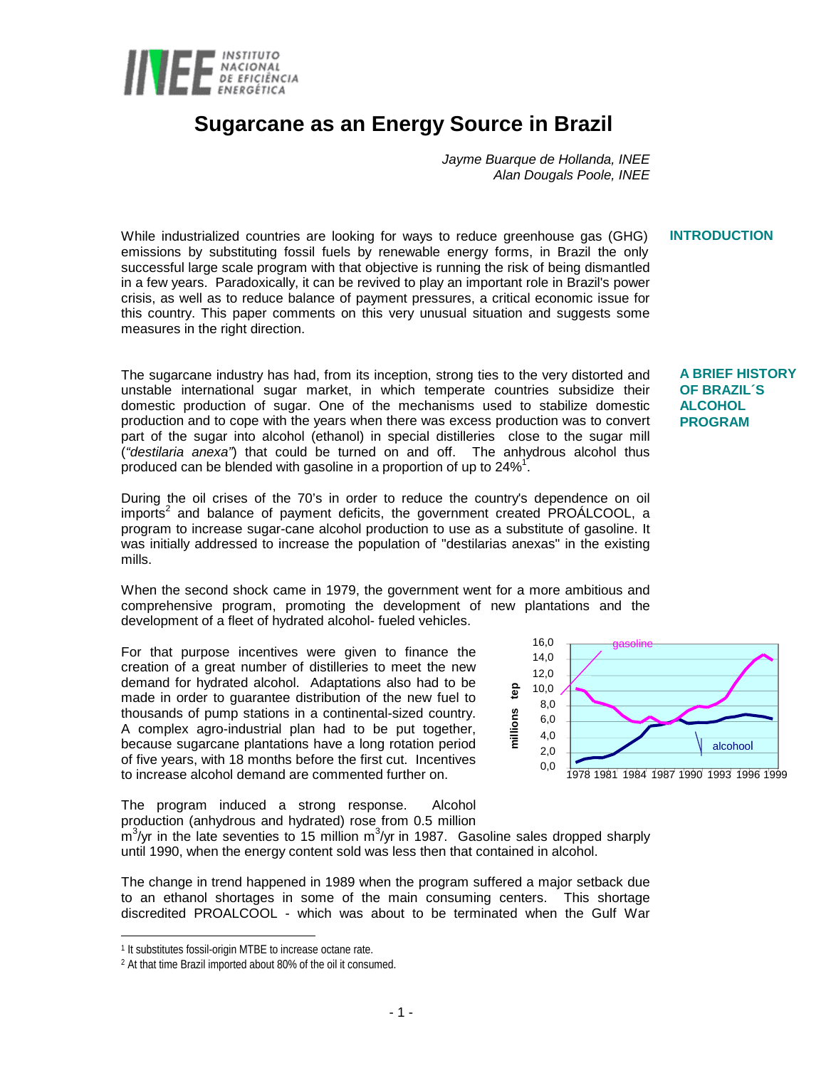# Sugarcane as an Energy Source in Brazil

*Jayme Buarque de Hollanda, INEE*
*Alan Dougals Poole, INEE*

## INTRODUCTION

While industrialized countries are looking for ways to reduce greenhouse gas (GHG) emissions by substituting fossil fuels by renewable energy forms, in Brazil the only successful large scale program with that objective is running the risk of being dismantled in a few years. Paradoxically, it can be revived to play an important role in Brazil's power crisis, as well as to reduce balance of payment pressures, a critical economic issue for this country. This paper comments on this very unusual situation and suggests some measures in the right direction.

## A BRIEF HISTORY OF BRAZIL´S ALCOHOL PROGRAM

The sugarcane industry has had, from its inception, strong ties to the very distorted and unstable international sugar market, in which temperate countries subsidize their domestic production of sugar. One of the mechanisms used to stabilize domestic production and to cope with the years when there was excess production was to convert part of the sugar into alcohol (ethanol) in special distilleries close to the sugar mill (*"destilaria anexa"*) that could be turned on and off. The anhydrous alcohol thus produced can be blended with gasoline in a proportion of up to 24%[1].

During the oil crises of the 70's in order to reduce the country's dependence on oil imports[2] and balance of payment deficits, the government created PROÁLCOOL, a program to increase sugar-cane alcohol production to use as a substitute of gasoline. It was initially addressed to increase the population of "destilarias anexas" in the existing mills.

When the second shock came in 1979, the government went for a more ambitious and comprehensive program, promoting the development of new plantations and the development of a fleet of hydrated alcohol- fueled vehicles.

For that purpose incentives were given to finance the creation of a great number of distilleries to meet the new demand for hydrated alcohol. Adaptations also had to be made in order to guarantee distribution of the new fuel to thousands of pump stations in a continental-sized country. A complex agro-industrial plan had to be put together, because sugarcane plantations have a long rotation period of five years, with 18 months before the first cut. Incentives to increase alcohol demand are commented further on.

The program induced a strong response. Alcohol production (anhydrous and hydrated) rose from 0.5 million $m^3$/yr in the late seventies to 15 million $m^3$/yr in 1987. Gasoline sales dropped sharply until 1990, when the energy content sold was less then that contained in alcohol.

The change in trend happened in 1989 when the program suffered a major setback due to an ethanol shortages in some of the main consuming centers. This shortage discredited PROALCOOL - which was about to be terminated when the Gulf War

---

[1] It substitutes fossil-origin MTBE to increase octane rate.

[2] At that time Brazil imported about 80% of the oil it consumed.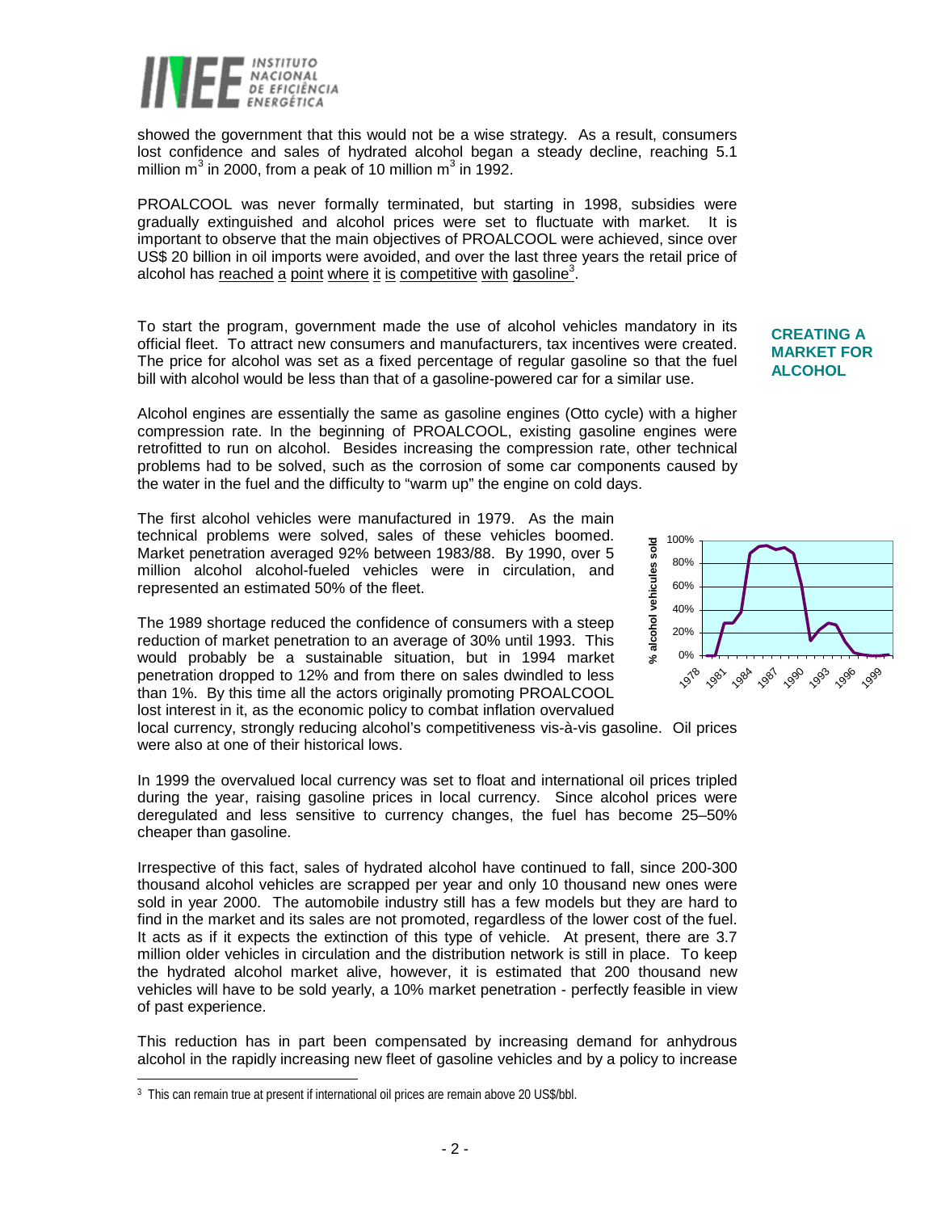showed the government that this would not be a wise strategy. As a result, consumers lost confidence and sales of hydrated alcohol began a steady decline, reaching 5.1 million $m^3$ in 2000, from a peak of 10 million $m^3$ in 1992.

PROALCOOL was never formally terminated, but starting in 1998, subsidies were gradually extinguished and alcohol prices were set to fluctuate with market. It is important to observe that the main objectives of PROALCOOL were achieved, since over US$ 20 billion in oil imports were avoided, and over the last three years the retail price of alcohol has reached a point where it is competitive with gasoline[3].

## CREATING A MARKET FOR ALCOHOL

To start the program, government made the use of alcohol vehicles mandatory in its official fleet. To attract new consumers and manufacturers, tax incentives were created. The price for alcohol was set as a fixed percentage of regular gasoline so that the fuel bill with alcohol would be less than that of a gasoline-powered car for a similar use.

Alcohol engines are essentially the same as gasoline engines (Otto cycle) with a higher compression rate. In the beginning of PROALCOOL, existing gasoline engines were retrofitted to run on alcohol. Besides increasing the compression rate, other technical problems had to be solved, such as the corrosion of some car components caused by the water in the fuel and the difficulty to "warm up" the engine on cold days.

The first alcohol vehicles were manufactured in 1979. As the main technical problems were solved, sales of these vehicles boomed. Market penetration averaged 92% between 1983/88. By 1990, over 5 million alcohol alcohol-fueled vehicles were in circulation, and represented an estimated 50% of the fleet.

The 1989 shortage reduced the confidence of consumers with a steep reduction of market penetration to an average of 30% until 1993. This would probably be a sustainable situation, but in 1994 market penetration dropped to 12% and from there on sales dwindled to less than 1%. By this time all the actors originally promoting PROALCOOL lost interest in it, as the economic policy to combat inflation overvalued local currency, strongly reducing alcohol's competitiveness vis-à-vis gasoline. Oil prices were also at one of their historical lows.

In 1999 the overvalued local currency was set to float and international oil prices tripled during the year, raising gasoline prices in local currency. Since alcohol prices were deregulated and less sensitive to currency changes, the fuel has become 25–50% cheaper than gasoline.

Irrespective of this fact, sales of hydrated alcohol have continued to fall, since 200-300 thousand alcohol vehicles are scrapped per year and only 10 thousand new ones were sold in year 2000. The automobile industry still has a few models but they are hard to find in the market and its sales are not promoted, regardless of the lower cost of the fuel. It acts as if it expects the extinction of this type of vehicle. At present, there are 3.7 million older vehicles in circulation and the distribution network is still in place. To keep the hydrated alcohol market alive, however, it is estimated that 200 thousand new vehicles will have to be sold yearly, a 10% market penetration - perfectly feasible in view of past experience.

This reduction has in part been compensated by increasing demand for anhydrous alcohol in the rapidly increasing new fleet of gasoline vehicles and by a policy to increase

---

[3] This can remain true at present if international oil prices are remain above 20 US$/bbl.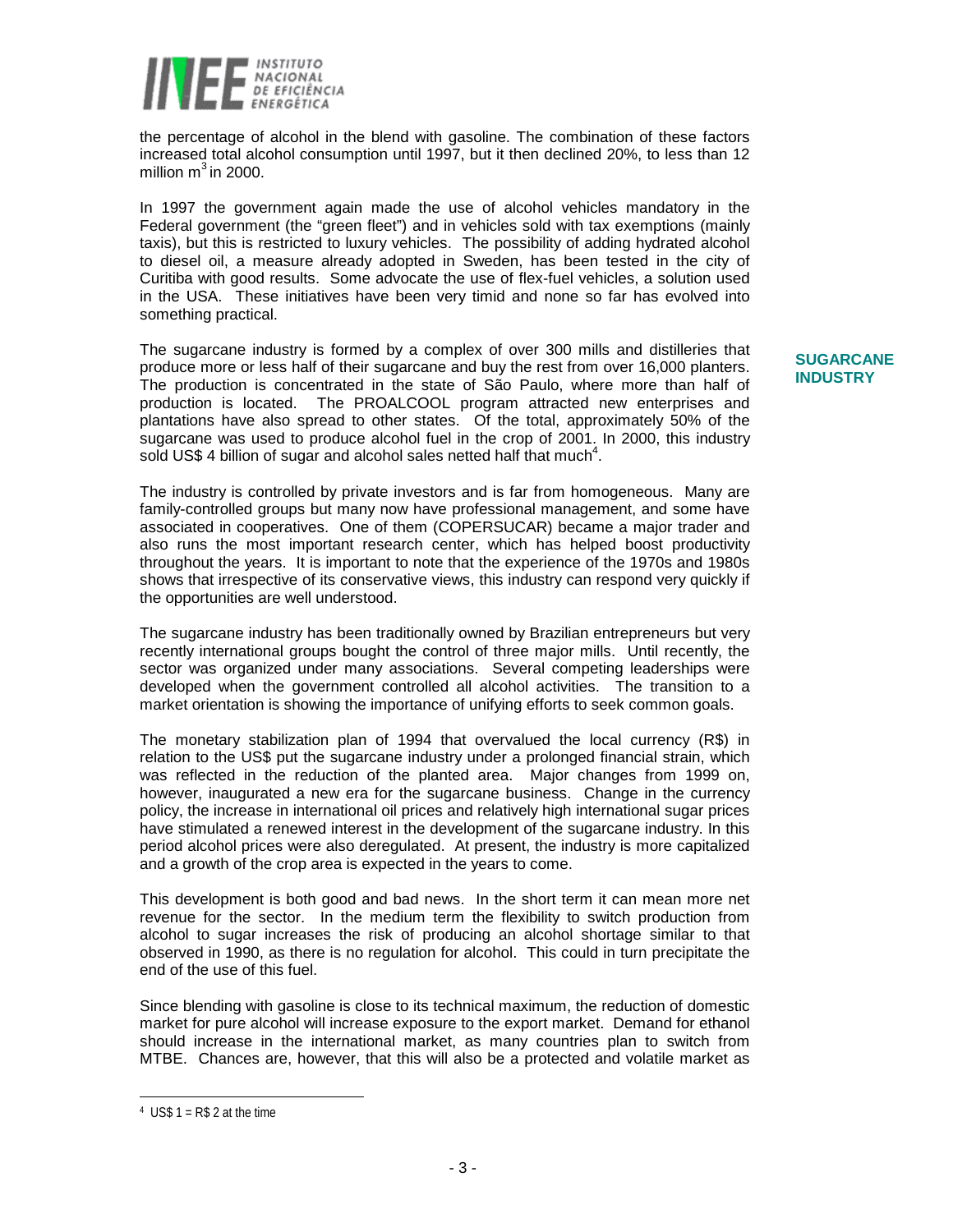the percentage of alcohol in the blend with gasoline. The combination of these factors increased total alcohol consumption until 1997, but it then declined 20%, to less than 12 million $m^3$ in 2000.

In 1997 the government again made the use of alcohol vehicles mandatory in the Federal government (the "green fleet") and in vehicles sold with tax exemptions (mainly taxis), but this is restricted to luxury vehicles. The possibility of adding hydrated alcohol to diesel oil, a measure already adopted in Sweden, has been tested in the city of Curitiba with good results. Some advocate the use of flex-fuel vehicles, a solution used in the USA. These initiatives have been very timid and none so far has evolved into something practical.

## SUGARCANE INDUSTRY

The sugarcane industry is formed by a complex of over 300 mills and distilleries that produce more or less half of their sugarcane and buy the rest from over 16,000 planters. The production is concentrated in the state of São Paulo, where more than half of production is located. The PROALCOOL program attracted new enterprises and plantations have also spread to other states. Of the total, approximately 50% of the sugarcane was used to produce alcohol fuel in the crop of 2001. In 2000, this industry sold US$ 4 billion of sugar and alcohol sales netted half that much[4].

The industry is controlled by private investors and is far from homogeneous. Many are family-controlled groups but many now have professional management, and some have associated in cooperatives. One of them (COPERSUCAR) became a major trader and also runs the most important research center, which has helped boost productivity throughout the years. It is important to note that the experience of the 1970s and 1980s shows that irrespective of its conservative views, this industry can respond very quickly if the opportunities are well understood.

The sugarcane industry has been traditionally owned by Brazilian entrepreneurs but very recently international groups bought the control of three major mills. Until recently, the sector was organized under many associations. Several competing leaderships were developed when the government controlled all alcohol activities. The transition to a market orientation is showing the importance of unifying efforts to seek common goals.

The monetary stabilization plan of 1994 that overvalued the local currency (R$) in relation to the US$ put the sugarcane industry under a prolonged financial strain, which was reflected in the reduction of the planted area. Major changes from 1999 on, however, inaugurated a new era for the sugarcane business. Change in the currency policy, the increase in international oil prices and relatively high international sugar prices have stimulated a renewed interest in the development of the sugarcane industry. In this period alcohol prices were also deregulated. At present, the industry is more capitalized and a growth of the crop area is expected in the years to come.

This development is both good and bad news. In the short term it can mean more net revenue for the sector. In the medium term the flexibility to switch production from alcohol to sugar increases the risk of producing an alcohol shortage similar to that observed in 1990, as there is no regulation for alcohol. This could in turn precipitate the end of the use of this fuel.

Since blending with gasoline is close to its technical maximum, the reduction of domestic market for pure alcohol will increase exposure to the export market. Demand for ethanol should increase in the international market, as many countries plan to switch from MTBE. Chances are, however, that this will also be a protected and volatile market as

---

[4] US$ 1 = R$ 2 at the time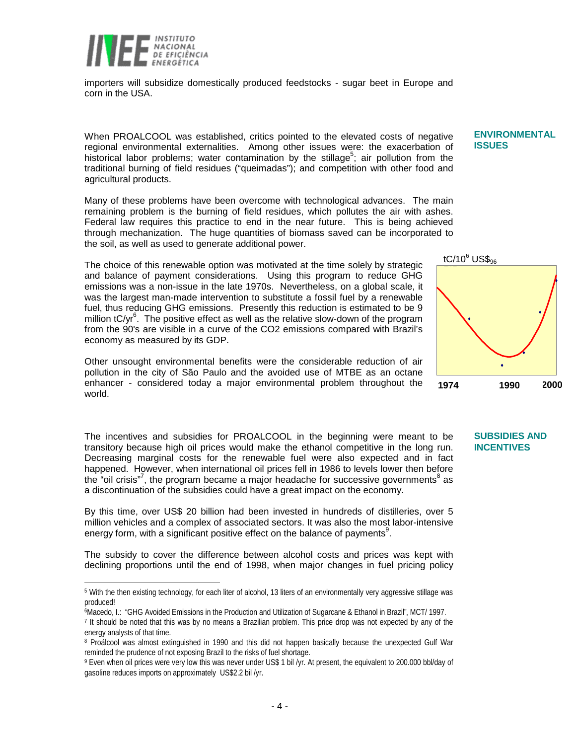importers will subsidize domestically produced feedstocks - sugar beet in Europe and corn in the USA.

## ENVIRONMENTAL ISSUES

When PROALCOOL was established, critics pointed to the elevated costs of negative regional environmental externalities. Among other issues were: the exacerbation of historical labor problems; water contamination by the stillage[5]; air pollution from the traditional burning of field residues ("queimadas"); and competition with other food and agricultural products.

Many of these problems have been overcome with technological advances. The main remaining problem is the burning of field residues, which pollutes the air with ashes. Federal law requires this practice to end in the near future. This is being achieved through mechanization. The huge quantities of biomass saved can be incorporated to the soil, as well as used to generate additional power.

The choice of this renewable option was motivated at the time solely by strategic and balance of payment considerations. Using this program to reduce GHG emissions was a non-issue in the late 1970s. Nevertheless, on a global scale, it was the largest man-made intervention to substitute a fossil fuel by a renewable fuel, thus reducing GHG emissions. Presently this reduction is estimated to be 9 million tC/yr[6]. The positive effect as well as the relative slow-down of the program from the 90's are visible in a curve of the CO2 emissions compared with Brazil's economy as measured by its GDP.

$tC/10^6\ US\$_{96}$

1974 1990 2000

Other unsought environmental benefits were the considerable reduction of air pollution in the city of São Paulo and the avoided use of MTBE as an octane enhancer - considered today a major environmental problem throughout the world.

## SUBSIDIES AND INCENTIVES

The incentives and subsidies for PROALCOOL in the beginning were meant to be transitory because high oil prices would make the ethanol competitive in the long run. Decreasing marginal costs for the renewable fuel were also expected and in fact happened. However, when international oil prices fell in 1986 to levels lower then before the "oil crisis"[7], the program became a major headache for successive governments[8] as a discontinuation of the subsidies could have a great impact on the economy.

By this time, over US$ 20 billion had been invested in hundreds of distilleries, over 5 million vehicles and a complex of associated sectors. It was also the most labor-intensive energy form, with a significant positive effect on the balance of payments[9].

The subsidy to cover the difference between alcohol costs and prices was kept with declining proportions until the end of 1998, when major changes in fuel pricing policy

---

[5] With the then existing technology, for each liter of alcohol, 13 liters of an environmentally very aggressive stillage was produced!

[6] Macedo, I.: "GHG Avoided Emissions in the Production and Utilization of Sugarcane & Ethanol in Brazil", MCT/ 1997.

[7] It should be noted that this was by no means a Brazilian problem. This price drop was not expected by any of the energy analysts of that time.

[8] Proálcool was almost extinguished in 1990 and this did not happen basically because the unexpected Gulf War reminded the prudence of not exposing Brazil to the risks of fuel shortage.

[9] Even when oil prices were very low this was never under US$ 1 bil /yr. At present, the equivalent to 200.000 bbl/day of gasoline reduces imports on approximately US$2.2 bil /yr.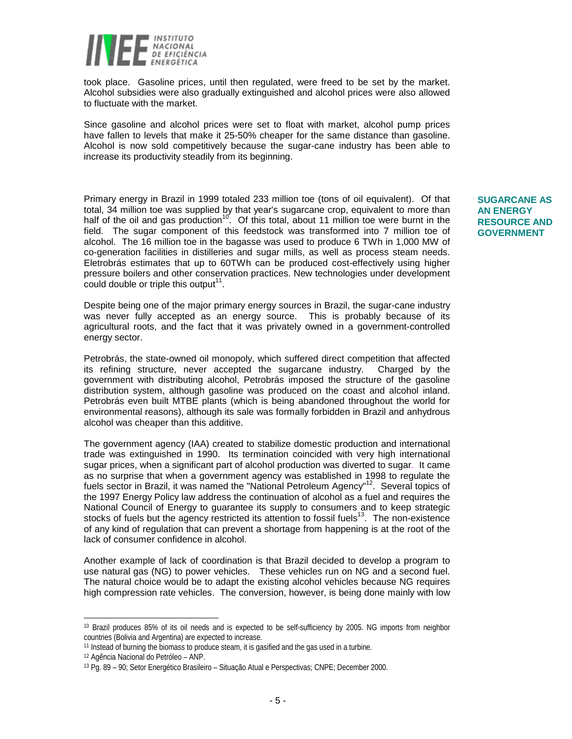took place. Gasoline prices, until then regulated, were freed to be set by the market. Alcohol subsidies were also gradually extinguished and alcohol prices were also allowed to fluctuate with the market.

Since gasoline and alcohol prices were set to float with market, alcohol pump prices have fallen to levels that make it 25-50% cheaper for the same distance than gasoline. Alcohol is now sold competitively because the sugar-cane industry has been able to increase its productivity steadily from its beginning.

## SUGARCANE AS AN ENERGY RESOURCE AND GOVERNMENT

Primary energy in Brazil in 1999 totaled 233 million toe (tons of oil equivalent). Of that total, 34 million toe was supplied by that year's sugarcane crop, equivalent to more than half of the oil and gas production[10]. Of this total, about 11 million toe were burnt in the field. The sugar component of this feedstock was transformed into 7 million toe of alcohol. The 16 million toe in the bagasse was used to produce 6 TWh in 1,000 MW of co-generation facilities in distilleries and sugar mills, as well as process steam needs. Eletrobrás estimates that up to 60TWh can be produced cost-effectively using higher pressure boilers and other conservation practices. New technologies under development could double or triple this output[11].

Despite being one of the major primary energy sources in Brazil, the sugar-cane industry was never fully accepted as an energy source. This is probably because of its agricultural roots, and the fact that it was privately owned in a government-controlled energy sector.

Petrobrás, the state-owned oil monopoly, which suffered direct competition that affected its refining structure, never accepted the sugarcane industry. Charged by the government with distributing alcohol, Petrobrás imposed the structure of the gasoline distribution system, although gasoline was produced on the coast and alcohol inland. Petrobrás even built MTBE plants (which is being abandoned throughout the world for environmental reasons), although its sale was formally forbidden in Brazil and anhydrous alcohol was cheaper than this additive.

The government agency (IAA) created to stabilize domestic production and international trade was extinguished in 1990. Its termination coincided with very high international sugar prices, when a significant part of alcohol production was diverted to sugar. It came as no surprise that when a government agency was established in 1998 to regulate the fuels sector in Brazil, it was named the "National Petroleum Agency"[12]. Several topics of the 1997 Energy Policy law address the continuation of alcohol as a fuel and requires the National Council of Energy to guarantee its supply to consumers and to keep strategic stocks of fuels but the agency restricted its attention to fossil fuels[13]. The non-existence of any kind of regulation that can prevent a shortage from happening is at the root of the lack of consumer confidence in alcohol.

Another example of lack of coordination is that Brazil decided to develop a program to use natural gas (NG) to power vehicles. These vehicles run on NG and a second fuel. The natural choice would be to adapt the existing alcohol vehicles because NG requires high compression rate vehicles. The conversion, however, is being done mainly with low

---

[10] Brazil produces 85% of its oil needs and is expected to be self-sufficiency by 2005. NG imports from neighbor countries (Bolivia and Argentina) are expected to increase.

[11] Instead of burning the biomass to produce steam, it is gasified and the gas used in a turbine.

[12] Agência Nacional do Petróleo – ANP.

[13] Pg. 89 – 90; Setor Energético Brasileiro – Situação Atual e Perspectivas; CNPE; December 2000.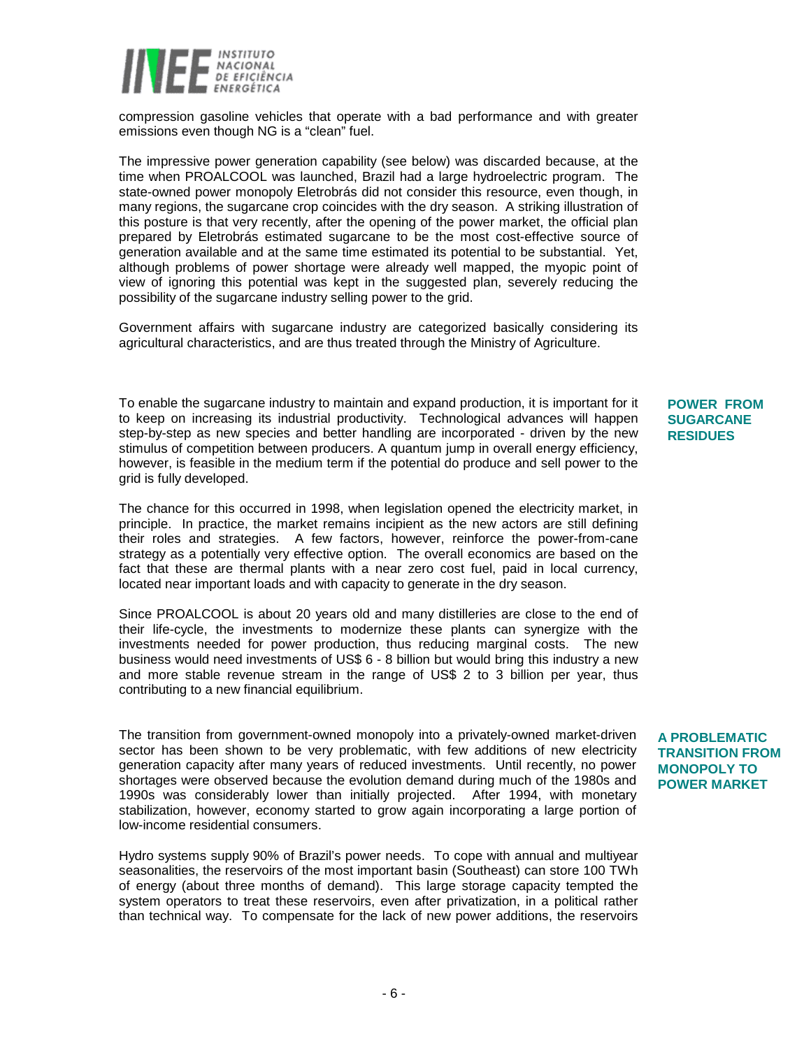compression gasoline vehicles that operate with a bad performance and with greater emissions even though NG is a "clean" fuel.

The impressive power generation capability (see below) was discarded because, at the time when PROALCOOL was launched, Brazil had a large hydroelectric program. The state-owned power monopoly Eletrobrás did not consider this resource, even though, in many regions, the sugarcane crop coincides with the dry season. A striking illustration of this posture is that very recently, after the opening of the power market, the official plan prepared by Eletrobrás estimated sugarcane to be the most cost-effective source of generation available and at the same time estimated its potential to be substantial. Yet, although problems of power shortage were already well mapped, the myopic point of view of ignoring this potential was kept in the suggested plan, severely reducing the possibility of the sugarcane industry selling power to the grid.

Government affairs with sugarcane industry are categorized basically considering its agricultural characteristics, and are thus treated through the Ministry of Agriculture.

## POWER FROM SUGARCANE RESIDUES

To enable the sugarcane industry to maintain and expand production, it is important for it to keep on increasing its industrial productivity. Technological advances will happen step-by-step as new species and better handling are incorporated - driven by the new stimulus of competition between producers. A quantum jump in overall energy efficiency, however, is feasible in the medium term if the potential do produce and sell power to the grid is fully developed.

The chance for this occurred in 1998, when legislation opened the electricity market, in principle. In practice, the market remains incipient as the new actors are still defining their roles and strategies. A few factors, however, reinforce the power-from-cane strategy as a potentially very effective option. The overall economics are based on the fact that these are thermal plants with a near zero cost fuel, paid in local currency, located near important loads and with capacity to generate in the dry season.

Since PROALCOOL is about 20 years old and many distilleries are close to the end of their life-cycle, the investments to modernize these plants can synergize with the investments needed for power production, thus reducing marginal costs. The new business would need investments of US$ 6 - 8 billion but would bring this industry a new and more stable revenue stream in the range of US$ 2 to 3 billion per year, thus contributing to a new financial equilibrium.

## A PROBLEMATIC TRANSITION FROM MONOPOLY TO POWER MARKET

The transition from government-owned monopoly into a privately-owned market-driven sector has been shown to be very problematic, with few additions of new electricity generation capacity after many years of reduced investments. Until recently, no power shortages were observed because the evolution demand during much of the 1980s and 1990s was considerably lower than initially projected. After 1994, with monetary stabilization, however, economy started to grow again incorporating a large portion of low-income residential consumers.

Hydro systems supply 90% of Brazil's power needs. To cope with annual and multiyear seasonalities, the reservoirs of the most important basin (Southeast) can store 100 TWh of energy (about three months of demand). This large storage capacity tempted the system operators to treat these reservoirs, even after privatization, in a political rather than technical way. To compensate for the lack of new power additions, the reservoirs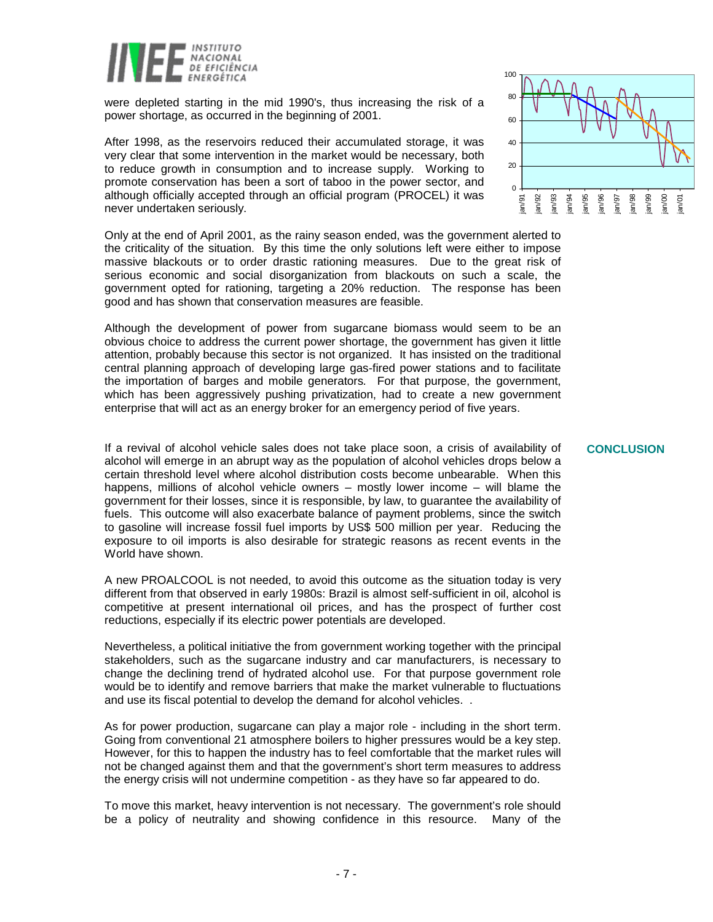were depleted starting in the mid 1990's, thus increasing the risk of a power shortage, as occurred in the beginning of 2001.

After 1998, as the reservoirs reduced their accumulated storage, it was very clear that some intervention in the market would be necessary, both to reduce growth in consumption and to increase supply. Working to promote conservation has been a sort of taboo in the power sector, and although officially accepted through an official program (PROCEL) it was never undertaken seriously.

Only at the end of April 2001, as the rainy season ended, was the government alerted to the criticality of the situation. By this time the only solutions left were either to impose massive blackouts or to order drastic rationing measures. Due to the great risk of serious economic and social disorganization from blackouts on such a scale, the government opted for rationing, targeting a 20% reduction. The response has been good and has shown that conservation measures are feasible.

Although the development of power from sugarcane biomass would seem to be an obvious choice to address the current power shortage, the government has given it little attention, probably because this sector is not organized. It has insisted on the traditional central planning approach of developing large gas-fired power stations and to facilitate the importation of barges and mobile generators. For that purpose, the government, which has been aggressively pushing privatization, had to create a new government enterprise that will act as an energy broker for an emergency period of five years.

## CONCLUSION

If a revival of alcohol vehicle sales does not take place soon, a crisis of availability of alcohol will emerge in an abrupt way as the population of alcohol vehicles drops below a certain threshold level where alcohol distribution costs become unbearable. When this happens, millions of alcohol vehicle owners – mostly lower income – will blame the government for their losses, since it is responsible, by law, to guarantee the availability of fuels. This outcome will also exacerbate balance of payment problems, since the switch to gasoline will increase fossil fuel imports by US$ 500 million per year. Reducing the exposure to oil imports is also desirable for strategic reasons as recent events in the World have shown.

A new PROALCOOL is not needed, to avoid this outcome as the situation today is very different from that observed in early 1980s: Brazil is almost self-sufficient in oil, alcohol is competitive at present international oil prices, and has the prospect of further cost reductions, especially if its electric power potentials are developed.

Nevertheless, a political initiative the from government working together with the principal stakeholders, such as the sugarcane industry and car manufacturers, is necessary to change the declining trend of hydrated alcohol use. For that purpose government role would be to identify and remove barriers that make the market vulnerable to fluctuations and use its fiscal potential to develop the demand for alcohol vehicles. .

As for power production, sugarcane can play a major role - including in the short term. Going from conventional 21 atmosphere boilers to higher pressures would be a key step. However, for this to happen the industry has to feel comfortable that the market rules will not be changed against them and that the government's short term measures to address the energy crisis will not undermine competition - as they have so far appeared to do.

To move this market, heavy intervention is not necessary. The government's role should be a policy of neutrality and showing confidence in this resource. Many of the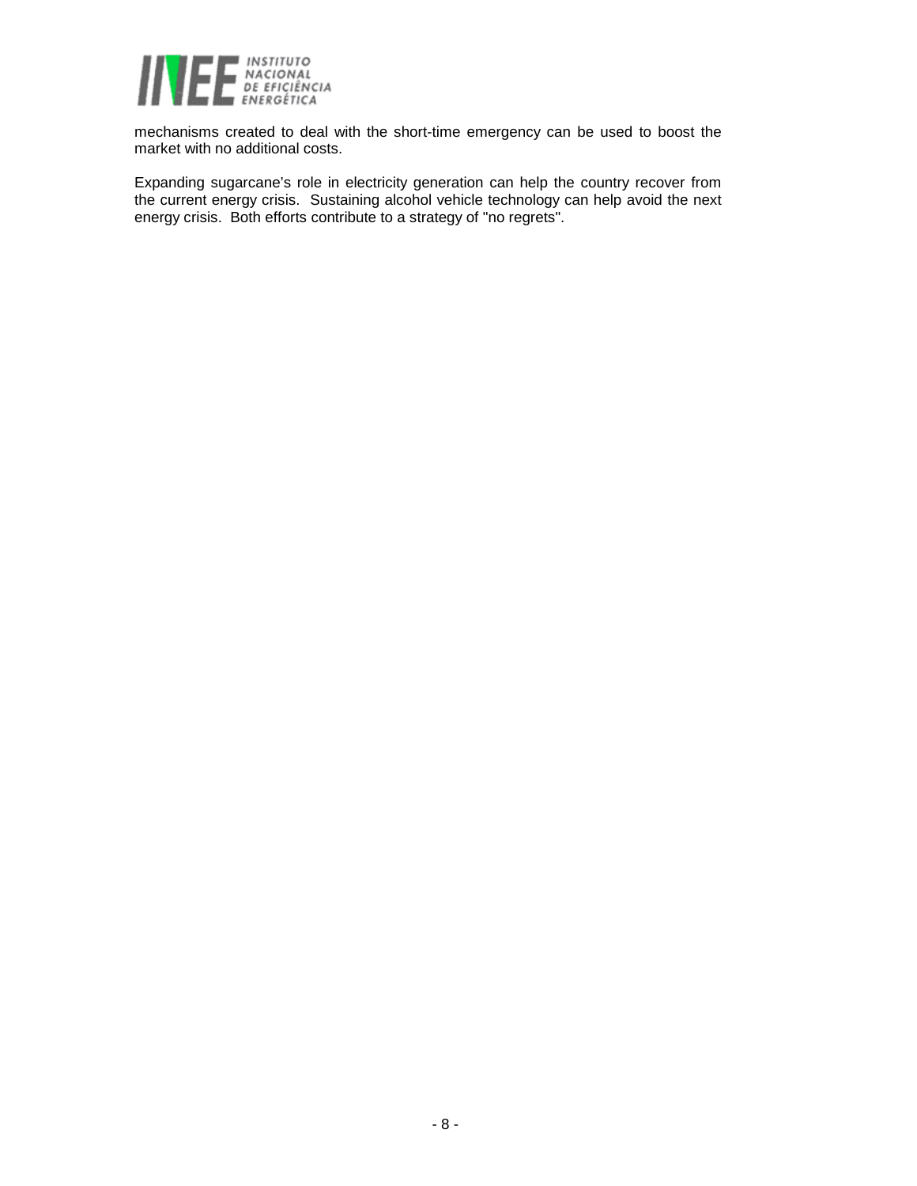mechanisms created to deal with the short-time emergency can be used to boost the market with no additional costs.

Expanding sugarcane's role in electricity generation can help the country recover from the current energy crisis. Sustaining alcohol vehicle technology can help avoid the next energy crisis. Both efforts contribute to a strategy of "no regrets".